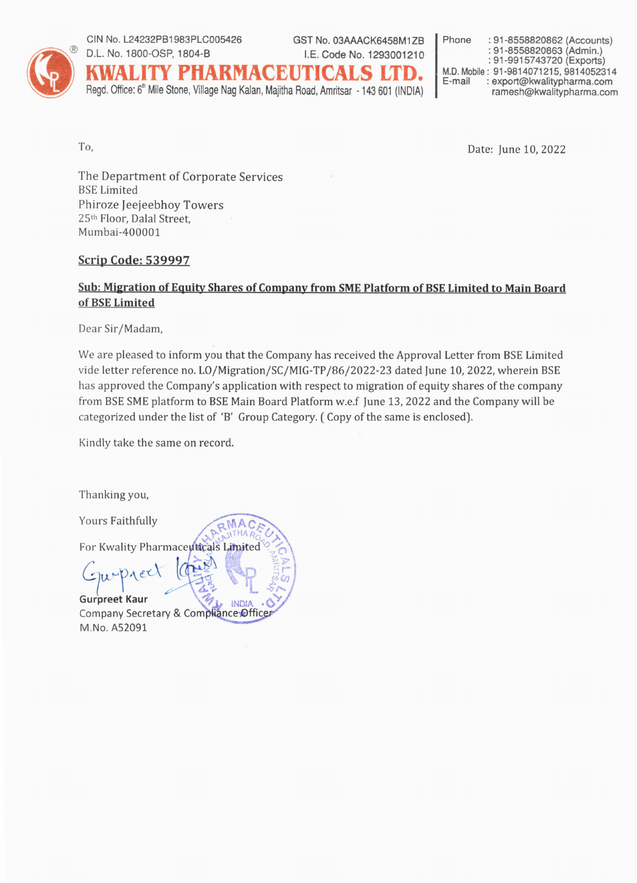CIN No. L24232PB1983PLC005426
D.L. No. 1800-OSP, 1804-B

GST No. 03AAACK6458M1ZB
I.E. Code No. 1293001210

# KWALITY PHARMACEUTICALS LTD.

Regd. Office: 6th Mile Stone, Village Nag Kalan, Majitha Road, Amritsar - 143 601 (INDIA)

Phone : 91-8558820862 (Accounts)
: 91-8558820863 (Admin.)
: 91-9915743720 (Exports)
M.D. Mobile : 91-9814071215, 9814052314
E-mail : export@kwalitypharma.com
ramesh@kwalitypharma.com

To,

Date: June 10, 2022

The Department of Corporate Services
BSE Limited
Phiroze Jeejeebhoy Towers
25th Floor, Dalal Street,
Mumbai-400001

**Scrip Code: 539997**

**Sub: Migration of Equity Shares of Company from SME Platform of BSE Limited to Main Board of BSE Limited**

Dear Sir/Madam,

We are pleased to inform you that the Company has received the Approval Letter from BSE Limited vide letter reference no. LO/Migration/SC/MIG-TP/86/2022-23 dated June 10, 2022, wherein BSE has approved the Company's application with respect to migration of equity shares of the company from BSE SME platform to BSE Main Board Platform w.e.f June 13, 2022 and the Company will be categorized under the list of 'B' Group Category. ( Copy of the same is enclosed).

Kindly take the same on record.

Thanking you,

Yours Faithfully

For Kwality Pharmaceuticals Limited

**Gurpreet Kaur**
Company Secretary & Compliance Officer
M.No. A52091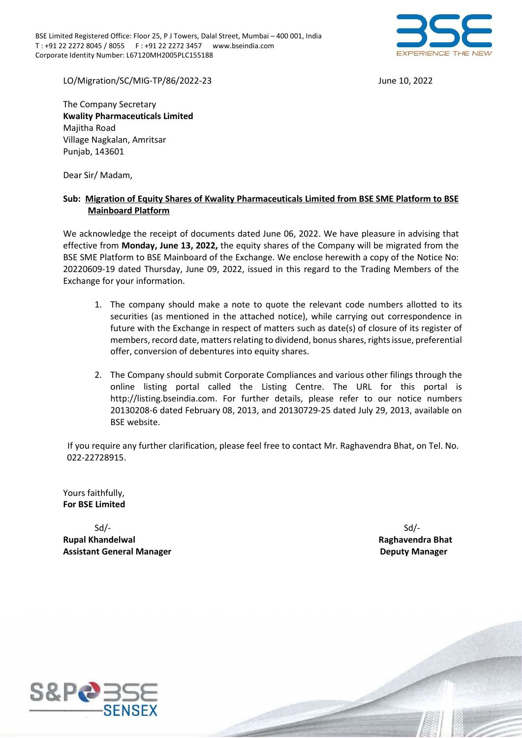BSE Limited Registered Office: Floor 25, P J Towers, Dalal Street, Mumbai – 400 001, India
T : +91 22 2272 8045 / 8055 F : +91 22 2272 3457 www.bseindia.com
Corporate Identity Number: L67120MH2005PLC155188

LO/Migration/SC/MIG-TP/86/2022-23

June 10, 2022

The Company Secretary
**Kwality Pharmaceuticals Limited**
Majitha Road
Village Nagkalan, Amritsar
Punjab, 143601

Dear Sir/ Madam,

**Sub: Migration of Equity Shares of Kwality Pharmaceuticals Limited from BSE SME Platform to BSE Mainboard Platform**

We acknowledge the receipt of documents dated June 06, 2022. We have pleasure in advising that effective from **Monday, June 13, 2022,** the equity shares of the Company will be migrated from the BSE SME Platform to BSE Mainboard of the Exchange. We enclose herewith a copy of the Notice No: 20220609-19 dated Thursday, June 09, 2022, issued in this regard to the Trading Members of the Exchange for your information.

1. The company should make a note to quote the relevant code numbers allotted to its securities (as mentioned in the attached notice), while carrying out correspondence in future with the Exchange in respect of matters such as date(s) of closure of its register of members, record date, matters relating to dividend, bonus shares, rights issue, preferential offer, conversion of debentures into equity shares.

2. The Company should submit Corporate Compliances and various other filings through the online listing portal called the Listing Centre. The URL for this portal is http://listing.bseindia.com. For further details, please refer to our notice numbers 20130208-6 dated February 08, 2013, and 20130729-25 dated July 29, 2013, available on BSE website.

If you require any further clarification, please feel free to contact Mr. Raghavendra Bhat, on Tel. No. 022-22728915.

Yours faithfully,
**For BSE Limited**

Sd/-
**Rupal Khandelwal**
**Assistant General Manager**

Sd/-
**Raghavendra Bhat**
**Deputy Manager**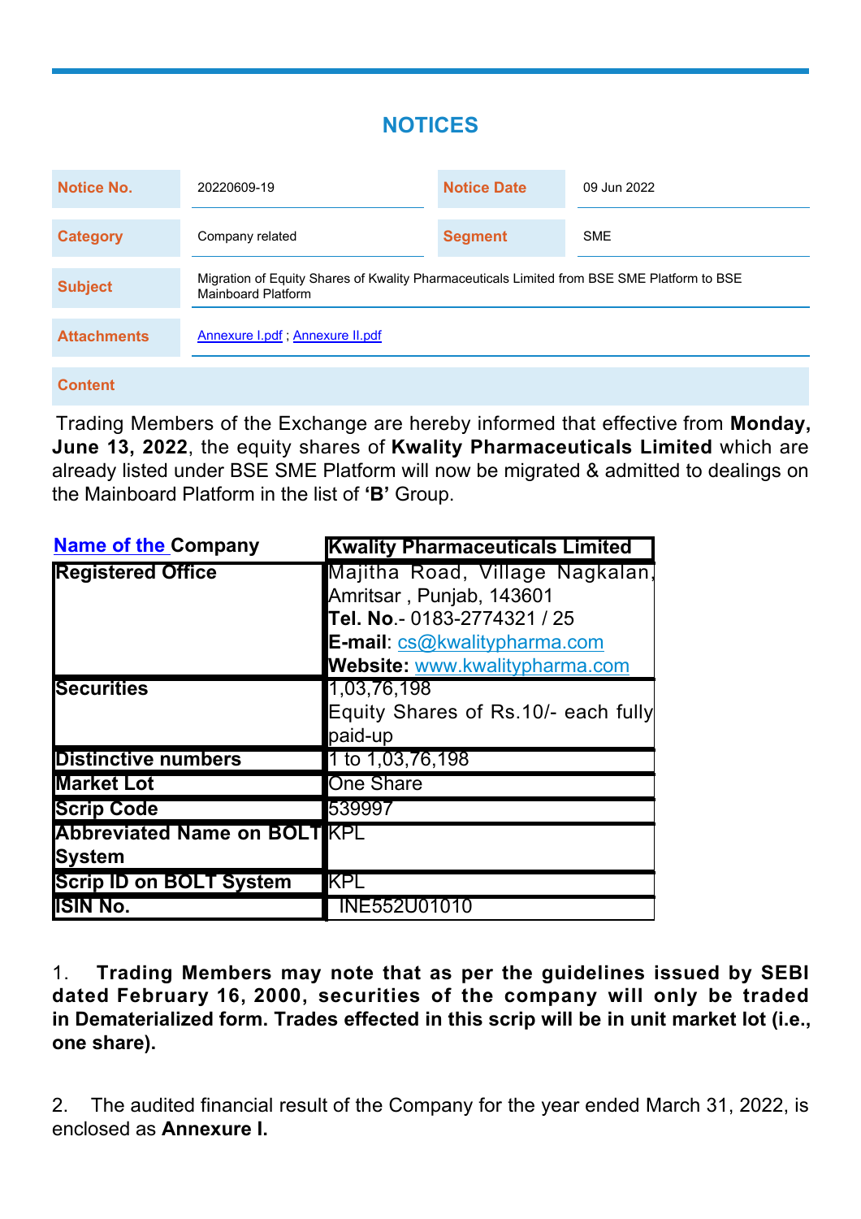## NOTICES

| Notice No. | 20220609-19 | Notice Date | 09 Jun 2022 |
|---|---|---|---|
| Category | Company related | Segment | SME |
| Subject | Migration of Equity Shares of Kwality Pharmaceuticals Limited from BSE SME Platform to BSE Mainboard Platform | | |
| Attachments | Annexure I.pdf ; Annexure II.pdf | | |

**Content**

Trading Members of the Exchange are hereby informed that effective from **Monday, June 13, 2022**, the equity shares of **Kwality Pharmaceuticals Limited** which are already listed under BSE SME Platform will now be migrated & admitted to dealings on the Mainboard Platform in the list of **'B'** Group.

| **Name of the Company** | **Kwality Pharmaceuticals Limited** |
|---|---|
| **Registered Office** | Majitha Road, Village Nagkalan, Amritsar , Punjab, 143601<br>**Tel. No**.- 0183-2774321 / 25<br>**E-mail**: cs@kwalitypharma.com<br>**Website:** www.kwalitypharma.com |
| **Securities** | 1,03,76,198<br>Equity Shares of Rs.10/- each fully paid-up |
| **Distinctive numbers** | 1 to 1,03,76,198 |
| **Market Lot** | One Share |
| **Scrip Code** | 539997 |
| **Abbreviated Name on BOLT System** | KPL |
| **Scrip ID on BOLT System** | KPL |
| **ISIN No.** | INE552U01010 |

1. **Trading Members may note that as per the guidelines issued by SEBI dated February 16, 2000, securities of the company will only be traded in Dematerialized form. Trades effected in this scrip will be in unit market lot (i.e., one share).**

2. The audited financial result of the Company for the year ended March 31, 2022, is enclosed as **Annexure I.**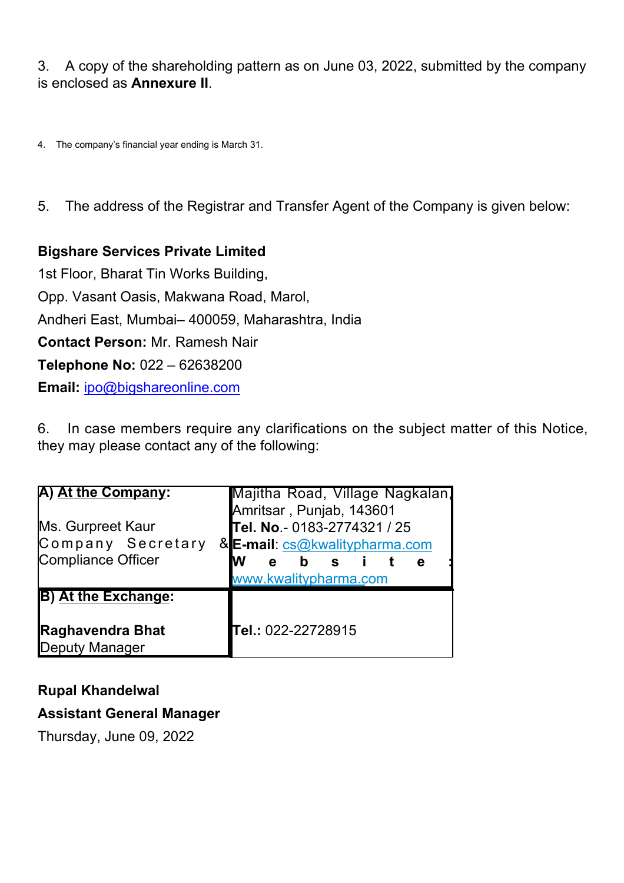3. A copy of the shareholding pattern as on June 03, 2022, submitted by the company is enclosed as **Annexure II**.

4. The company's financial year ending is March 31.

5. The address of the Registrar and Transfer Agent of the Company is given below:

**Bigshare Services Private Limited**
1st Floor, Bharat Tin Works Building,
Opp. Vasant Oasis, Makwana Road, Marol,
Andheri East, Mumbai– 400059, Maharashtra, India
**Contact Person:** Mr. Ramesh Nair
**Telephone No:** 022 – 62638200
**Email:** ipo@bigshareonline.com

6. In case members require any clarifications on the subject matter of this Notice, they may please contact any of the following:

| | |
|---|---|
| **A) At the Company:**<br><br>Ms. Gurpreet Kaur<br>Company Secretary & Compliance Officer | Majitha Road, Village Nagkalan, Amritsar , Punjab, 143601<br>**Tel. No**.- 0183-2774321 / 25<br>**E-mail**: cs@kwalitypharma.com<br>**Website**: www.kwalitypharma.com |
| **B) At the Exchange:**<br><br>**Raghavendra Bhat**<br>Deputy Manager | **Tel.:** 022-22728915 |

**Rupal Khandelwal**
**Assistant General Manager**
Thursday, June 09, 2022